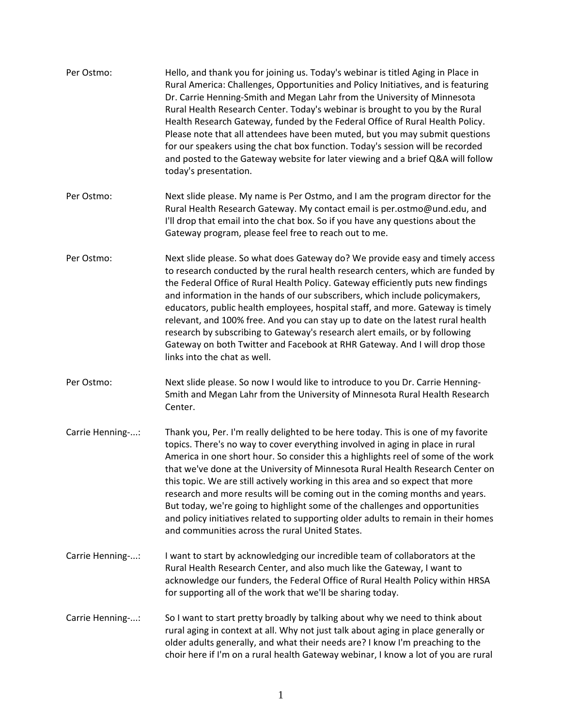Per Ostmo: Hello, and thank you for joining us. Today's webinar is titled Aging in Place in Rural America: Challenges, Opportunities and Policy Initiatives, and is featuring Dr. Carrie Henning-Smith and Megan Lahr from the University of Minnesota Rural Health Research Center. Today's webinar is brought to you by the Rural Health Research Gateway, funded by the Federal Office of Rural Health Policy. Please note that all attendees have been muted, but you may submit questions for our speakers using the chat box function. Today's session will be recorded and posted to the Gateway website for later viewing and a brief Q&A will follow today's presentation.

Per Ostmo: Next slide please. My name is Per Ostmo, and I am the program director for the Rural Health Research Gateway. My contact email is per.ostmo@und.edu, and I'll drop that email into the chat box. So if you have any questions about the Gateway program, please feel free to reach out to me.

Per Ostmo: Next slide please. So what does Gateway do? We provide easy and timely access to research conducted by the rural health research centers, which are funded by the Federal Office of Rural Health Policy. Gateway efficiently puts new findings and information in the hands of our subscribers, which include policymakers, educators, public health employees, hospital staff, and more. Gateway is timely relevant, and 100% free. And you can stay up to date on the latest rural health research by subscribing to Gateway's research alert emails, or by following Gateway on both Twitter and Facebook at RHR Gateway. And I will drop those links into the chat as well.

Per Ostmo: Next slide please. So now I would like to introduce to you Dr. Carrie Henning-Smith and Megan Lahr from the University of Minnesota Rural Health Research Center.

Carrie Henning-...: Thank you, Per. I'm really delighted to be here today. This is one of my favorite topics. There's no way to cover everything involved in aging in place in rural America in one short hour. So consider this a highlights reel of some of the work that we've done at the University of Minnesota Rural Health Research Center on this topic. We are still actively working in this area and so expect that more research and more results will be coming out in the coming months and years. But today, we're going to highlight some of the challenges and opportunities and policy initiatives related to supporting older adults to remain in their homes and communities across the rural United States.

Carrie Henning-...: I want to start by acknowledging our incredible team of collaborators at the Rural Health Research Center, and also much like the Gateway, I want to acknowledge our funders, the Federal Office of Rural Health Policy within HRSA for supporting all of the work that we'll be sharing today.

Carrie Henning-...: So I want to start pretty broadly by talking about why we need to think about rural aging in context at all. Why not just talk about aging in place generally or older adults generally, and what their needs are? I know I'm preaching to the choir here if I'm on a rural health Gateway webinar, I know a lot of you are rural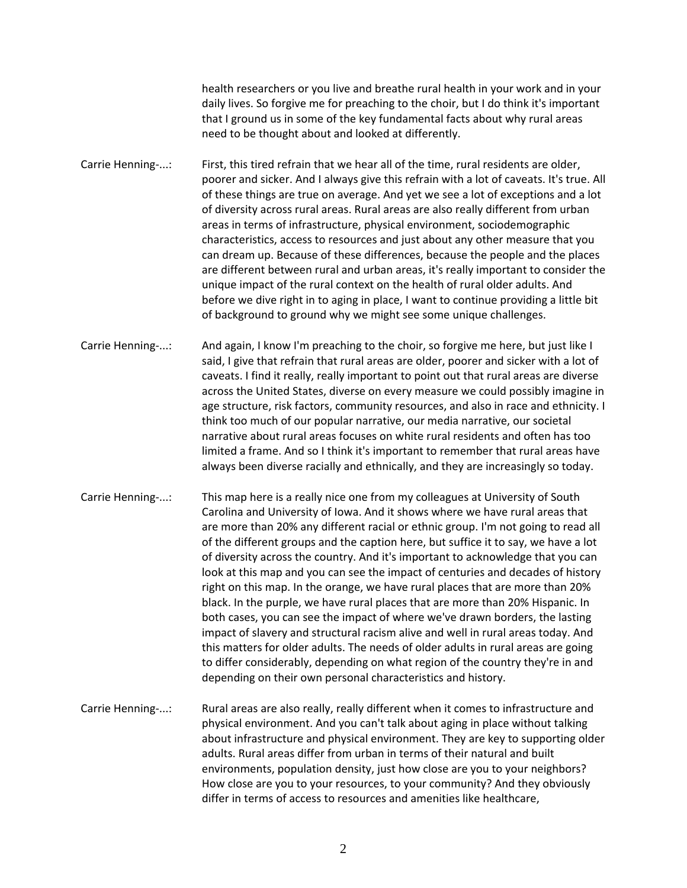health researchers or you live and breathe rural health in your work and in your daily lives. So forgive me for preaching to the choir, but I do think it's important that I ground us in some of the key fundamental facts about why rural areas need to be thought about and looked at differently.

Carrie Henning-...: First, this tired refrain that we hear all of the time, rural residents are older, poorer and sicker. And I always give this refrain with a lot of caveats. It's true. All of these things are true on average. And yet we see a lot of exceptions and a lot of diversity across rural areas. Rural areas are also really different from urban areas in terms of infrastructure, physical environment, sociodemographic characteristics, access to resources and just about any other measure that you can dream up. Because of these differences, because the people and the places are different between rural and urban areas, it's really important to consider the unique impact of the rural context on the health of rural older adults. And before we dive right in to aging in place, I want to continue providing a little bit of background to ground why we might see some unique challenges.

Carrie Henning-...: And again, I know I'm preaching to the choir, so forgive me here, but just like I said, I give that refrain that rural areas are older, poorer and sicker with a lot of caveats. I find it really, really important to point out that rural areas are diverse across the United States, diverse on every measure we could possibly imagine in age structure, risk factors, community resources, and also in race and ethnicity. I think too much of our popular narrative, our media narrative, our societal narrative about rural areas focuses on white rural residents and often has too limited a frame. And so I think it's important to remember that rural areas have always been diverse racially and ethnically, and they are increasingly so today.

Carrie Henning-...: This map here is a really nice one from my colleagues at University of South Carolina and University of Iowa. And it shows where we have rural areas that are more than 20% any different racial or ethnic group. I'm not going to read all of the different groups and the caption here, but suffice it to say, we have a lot of diversity across the country. And it's important to acknowledge that you can look at this map and you can see the impact of centuries and decades of history right on this map. In the orange, we have rural places that are more than 20% black. In the purple, we have rural places that are more than 20% Hispanic. In both cases, you can see the impact of where we've drawn borders, the lasting impact of slavery and structural racism alive and well in rural areas today. And this matters for older adults. The needs of older adults in rural areas are going to differ considerably, depending on what region of the country they're in and depending on their own personal characteristics and history.

Carrie Henning-...: Rural areas are also really, really different when it comes to infrastructure and physical environment. And you can't talk about aging in place without talking about infrastructure and physical environment. They are key to supporting older adults. Rural areas differ from urban in terms of their natural and built environments, population density, just how close are you to your neighbors? How close are you to your resources, to your community? And they obviously differ in terms of access to resources and amenities like healthcare,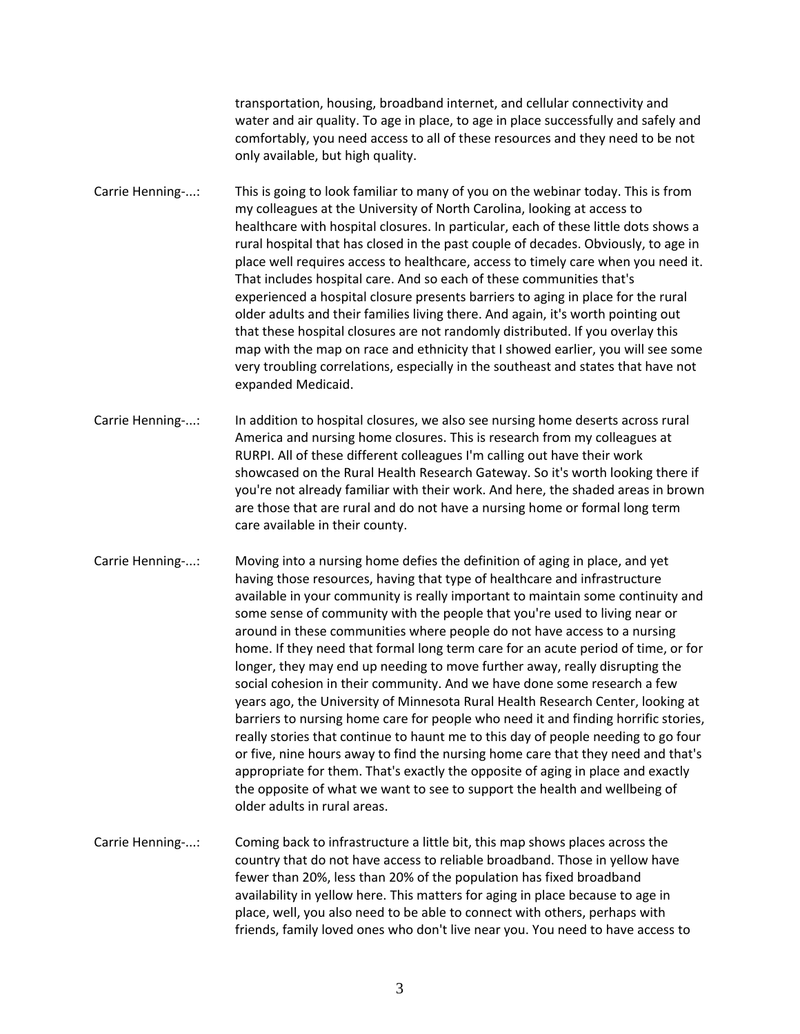transportation, housing, broadband internet, and cellular connectivity and water and air quality. To age in place, to age in place successfully and safely and comfortably, you need access to all of these resources and they need to be not only available, but high quality.

Carrie Henning-...: This is going to look familiar to many of you on the webinar today. This is from my colleagues at the University of North Carolina, looking at access to healthcare with hospital closures. In particular, each of these little dots shows a rural hospital that has closed in the past couple of decades. Obviously, to age in place well requires access to healthcare, access to timely care when you need it. That includes hospital care. And so each of these communities that's experienced a hospital closure presents barriers to aging in place for the rural older adults and their families living there. And again, it's worth pointing out that these hospital closures are not randomly distributed. If you overlay this map with the map on race and ethnicity that I showed earlier, you will see some very troubling correlations, especially in the southeast and states that have not expanded Medicaid.

Carrie Henning-...: In addition to hospital closures, we also see nursing home deserts across rural America and nursing home closures. This is research from my colleagues at RURPI. All of these different colleagues I'm calling out have their work showcased on the Rural Health Research Gateway. So it's worth looking there if you're not already familiar with their work. And here, the shaded areas in brown are those that are rural and do not have a nursing home or formal long term care available in their county.

Carrie Henning-...: Moving into a nursing home defies the definition of aging in place, and yet having those resources, having that type of healthcare and infrastructure available in your community is really important to maintain some continuity and some sense of community with the people that you're used to living near or around in these communities where people do not have access to a nursing home. If they need that formal long term care for an acute period of time, or for longer, they may end up needing to move further away, really disrupting the social cohesion in their community. And we have done some research a few years ago, the University of Minnesota Rural Health Research Center, looking at barriers to nursing home care for people who need it and finding horrific stories, really stories that continue to haunt me to this day of people needing to go four or five, nine hours away to find the nursing home care that they need and that's appropriate for them. That's exactly the opposite of aging in place and exactly the opposite of what we want to see to support the health and wellbeing of older adults in rural areas.

Carrie Henning-...: Coming back to infrastructure a little bit, this map shows places across the country that do not have access to reliable broadband. Those in yellow have fewer than 20%, less than 20% of the population has fixed broadband availability in yellow here. This matters for aging in place because to age in place, well, you also need to be able to connect with others, perhaps with friends, family loved ones who don't live near you. You need to have access to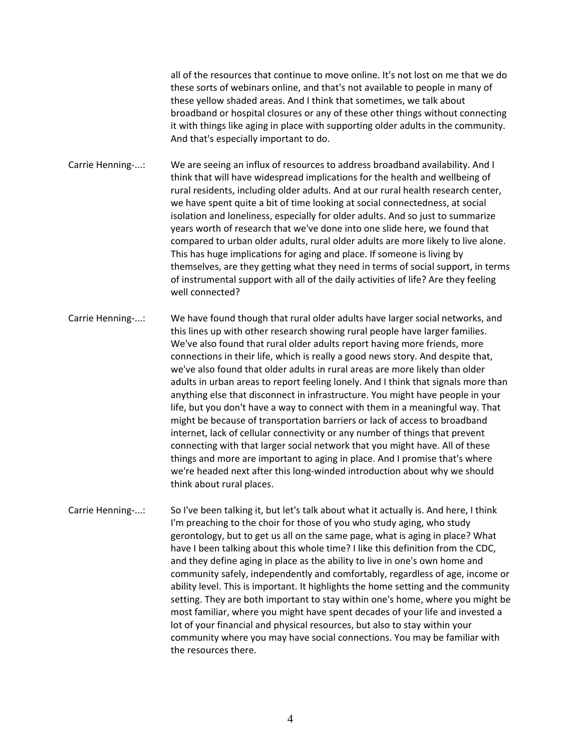all of the resources that continue to move online. It's not lost on me that we do these sorts of webinars online, and that's not available to people in many of these yellow shaded areas. And I think that sometimes, we talk about broadband or hospital closures or any of these other things without connecting it with things like aging in place with supporting older adults in the community. And that's especially important to do.

Carrie Henning-...: We are seeing an influx of resources to address broadband availability. And I think that will have widespread implications for the health and wellbeing of rural residents, including older adults. And at our rural health research center, we have spent quite a bit of time looking at social connectedness, at social isolation and loneliness, especially for older adults. And so just to summarize years worth of research that we've done into one slide here, we found that compared to urban older adults, rural older adults are more likely to live alone. This has huge implications for aging and place. If someone is living by themselves, are they getting what they need in terms of social support, in terms of instrumental support with all of the daily activities of life? Are they feeling well connected?

Carrie Henning-...: We have found though that rural older adults have larger social networks, and this lines up with other research showing rural people have larger families. We've also found that rural older adults report having more friends, more connections in their life, which is really a good news story. And despite that, we've also found that older adults in rural areas are more likely than older adults in urban areas to report feeling lonely. And I think that signals more than anything else that disconnect in infrastructure. You might have people in your life, but you don't have a way to connect with them in a meaningful way. That might be because of transportation barriers or lack of access to broadband internet, lack of cellular connectivity or any number of things that prevent connecting with that larger social network that you might have. All of these things and more are important to aging in place. And I promise that's where we're headed next after this long-winded introduction about why we should think about rural places.

Carrie Henning-...: So I've been talking it, but let's talk about what it actually is. And here, I think I'm preaching to the choir for those of you who study aging, who study gerontology, but to get us all on the same page, what is aging in place? What have I been talking about this whole time? I like this definition from the CDC, and they define aging in place as the ability to live in one's own home and community safely, independently and comfortably, regardless of age, income or ability level. This is important. It highlights the home setting and the community setting. They are both important to stay within one's home, where you might be most familiar, where you might have spent decades of your life and invested a lot of your financial and physical resources, but also to stay within your community where you may have social connections. You may be familiar with the resources there.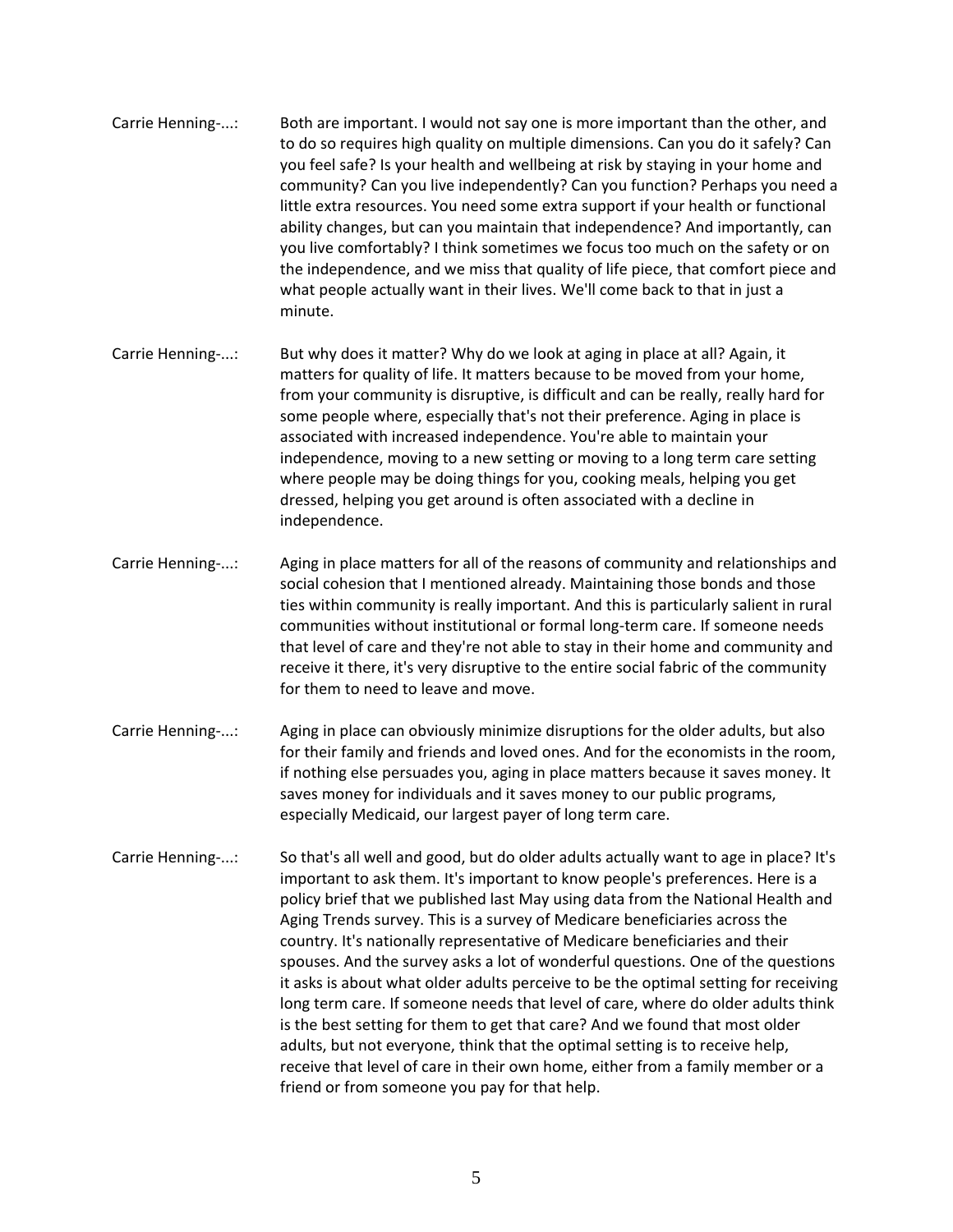Carrie Henning-...: Both are important. I would not say one is more important than the other, and to do so requires high quality on multiple dimensions. Can you do it safely? Can you feel safe? Is your health and wellbeing at risk by staying in your home and community? Can you live independently? Can you function? Perhaps you need a little extra resources. You need some extra support if your health or functional ability changes, but can you maintain that independence? And importantly, can you live comfortably? I think sometimes we focus too much on the safety or on the independence, and we miss that quality of life piece, that comfort piece and what people actually want in their lives. We'll come back to that in just a minute.

Carrie Henning-...: But why does it matter? Why do we look at aging in place at all? Again, it matters for quality of life. It matters because to be moved from your home, from your community is disruptive, is difficult and can be really, really hard for some people where, especially that's not their preference. Aging in place is associated with increased independence. You're able to maintain your independence, moving to a new setting or moving to a long term care setting where people may be doing things for you, cooking meals, helping you get dressed, helping you get around is often associated with a decline in independence.

Carrie Henning-...: Aging in place matters for all of the reasons of community and relationships and social cohesion that I mentioned already. Maintaining those bonds and those ties within community is really important. And this is particularly salient in rural communities without institutional or formal long-term care. If someone needs that level of care and they're not able to stay in their home and community and receive it there, it's very disruptive to the entire social fabric of the community for them to need to leave and move.

Carrie Henning-...: Aging in place can obviously minimize disruptions for the older adults, but also for their family and friends and loved ones. And for the economists in the room, if nothing else persuades you, aging in place matters because it saves money. It saves money for individuals and it saves money to our public programs, especially Medicaid, our largest payer of long term care.

Carrie Henning-...: So that's all well and good, but do older adults actually want to age in place? It's important to ask them. It's important to know people's preferences. Here is a policy brief that we published last May using data from the National Health and Aging Trends survey. This is a survey of Medicare beneficiaries across the country. It's nationally representative of Medicare beneficiaries and their spouses. And the survey asks a lot of wonderful questions. One of the questions it asks is about what older adults perceive to be the optimal setting for receiving long term care. If someone needs that level of care, where do older adults think is the best setting for them to get that care? And we found that most older adults, but not everyone, think that the optimal setting is to receive help, receive that level of care in their own home, either from a family member or a friend or from someone you pay for that help.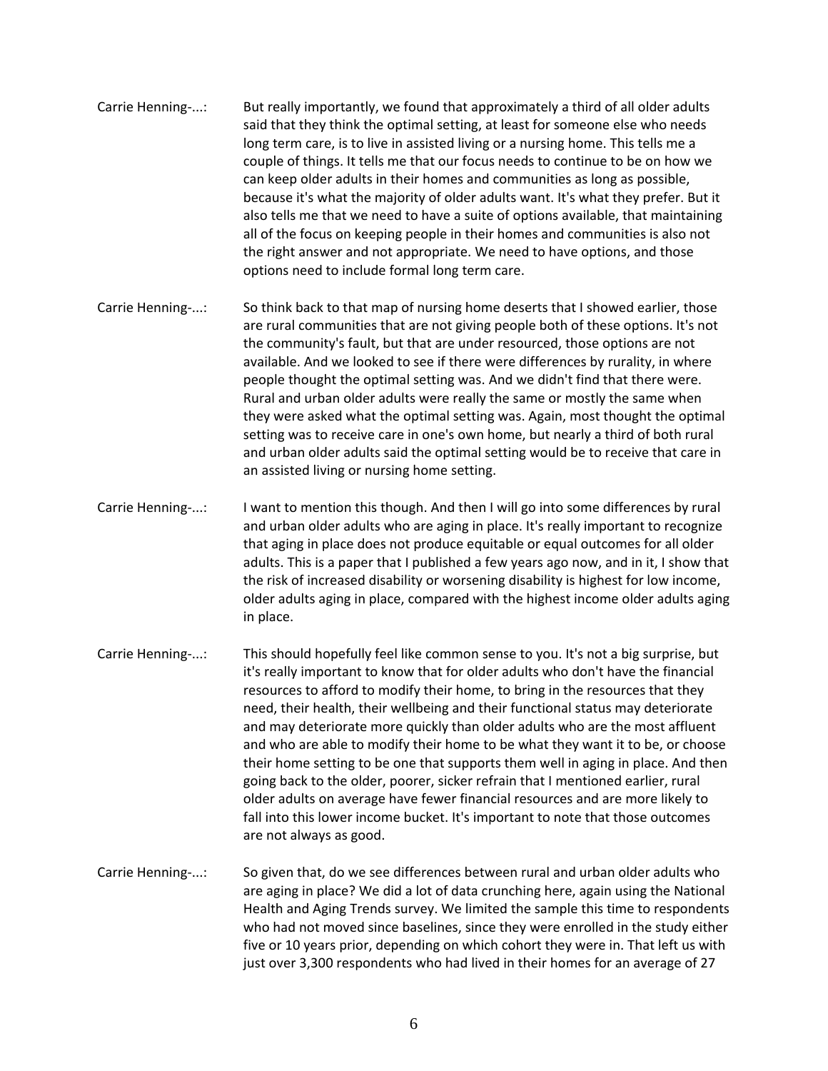Carrie Henning-...: But really importantly, we found that approximately a third of all older adults said that they think the optimal setting, at least for someone else who needs long term care, is to live in assisted living or a nursing home. This tells me a couple of things. It tells me that our focus needs to continue to be on how we can keep older adults in their homes and communities as long as possible, because it's what the majority of older adults want. It's what they prefer. But it also tells me that we need to have a suite of options available, that maintaining all of the focus on keeping people in their homes and communities is also not the right answer and not appropriate. We need to have options, and those options need to include formal long term care.

Carrie Henning-...: So think back to that map of nursing home deserts that I showed earlier, those are rural communities that are not giving people both of these options. It's not the community's fault, but that are under resourced, those options are not available. And we looked to see if there were differences by rurality, in where people thought the optimal setting was. And we didn't find that there were. Rural and urban older adults were really the same or mostly the same when they were asked what the optimal setting was. Again, most thought the optimal setting was to receive care in one's own home, but nearly a third of both rural and urban older adults said the optimal setting would be to receive that care in an assisted living or nursing home setting.

Carrie Henning-...: I want to mention this though. And then I will go into some differences by rural and urban older adults who are aging in place. It's really important to recognize that aging in place does not produce equitable or equal outcomes for all older adults. This is a paper that I published a few years ago now, and in it, I show that the risk of increased disability or worsening disability is highest for low income, older adults aging in place, compared with the highest income older adults aging in place.

Carrie Henning-...: This should hopefully feel like common sense to you. It's not a big surprise, but it's really important to know that for older adults who don't have the financial resources to afford to modify their home, to bring in the resources that they need, their health, their wellbeing and their functional status may deteriorate and may deteriorate more quickly than older adults who are the most affluent and who are able to modify their home to be what they want it to be, or choose their home setting to be one that supports them well in aging in place. And then going back to the older, poorer, sicker refrain that I mentioned earlier, rural older adults on average have fewer financial resources and are more likely to fall into this lower income bucket. It's important to note that those outcomes are not always as good.

Carrie Henning-...: So given that, do we see differences between rural and urban older adults who are aging in place? We did a lot of data crunching here, again using the National Health and Aging Trends survey. We limited the sample this time to respondents who had not moved since baselines, since they were enrolled in the study either five or 10 years prior, depending on which cohort they were in. That left us with just over 3,300 respondents who had lived in their homes for an average of 27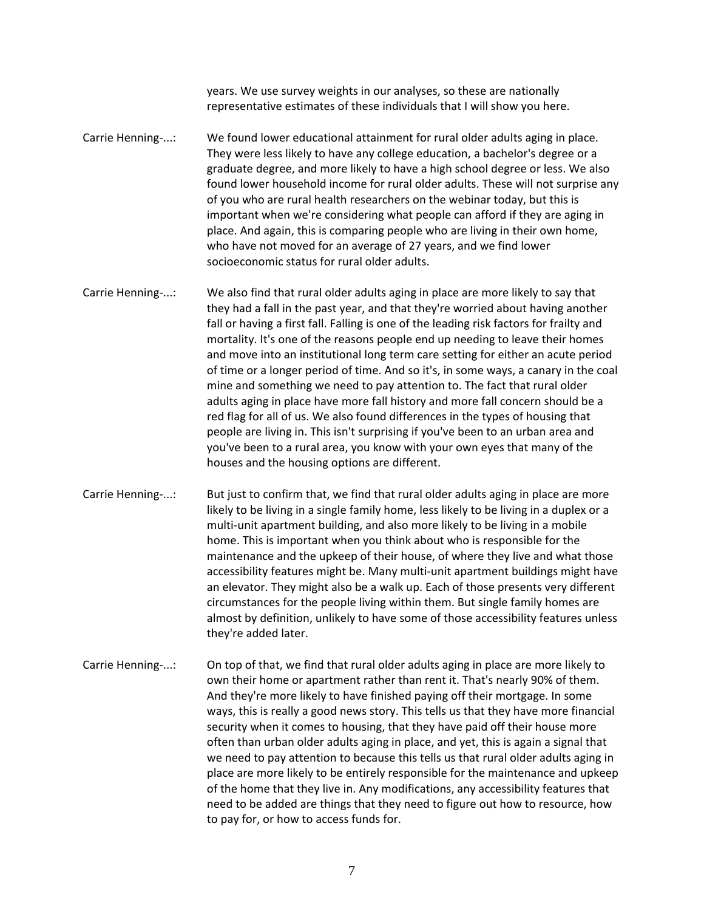years. We use survey weights in our analyses, so these are nationally representative estimates of these individuals that I will show you here.

Carrie Henning-...: We found lower educational attainment for rural older adults aging in place. They were less likely to have any college education, a bachelor's degree or a graduate degree, and more likely to have a high school degree or less. We also found lower household income for rural older adults. These will not surprise any of you who are rural health researchers on the webinar today, but this is important when we're considering what people can afford if they are aging in place. And again, this is comparing people who are living in their own home, who have not moved for an average of 27 years, and we find lower socioeconomic status for rural older adults.

Carrie Henning-...: We also find that rural older adults aging in place are more likely to say that they had a fall in the past year, and that they're worried about having another fall or having a first fall. Falling is one of the leading risk factors for frailty and mortality. It's one of the reasons people end up needing to leave their homes and move into an institutional long term care setting for either an acute period of time or a longer period of time. And so it's, in some ways, a canary in the coal mine and something we need to pay attention to. The fact that rural older adults aging in place have more fall history and more fall concern should be a red flag for all of us. We also found differences in the types of housing that people are living in. This isn't surprising if you've been to an urban area and you've been to a rural area, you know with your own eyes that many of the houses and the housing options are different.

Carrie Henning-...: But just to confirm that, we find that rural older adults aging in place are more likely to be living in a single family home, less likely to be living in a duplex or a multi-unit apartment building, and also more likely to be living in a mobile home. This is important when you think about who is responsible for the maintenance and the upkeep of their house, of where they live and what those accessibility features might be. Many multi-unit apartment buildings might have an elevator. They might also be a walk up. Each of those presents very different circumstances for the people living within them. But single family homes are almost by definition, unlikely to have some of those accessibility features unless they're added later.

Carrie Henning-...: On top of that, we find that rural older adults aging in place are more likely to own their home or apartment rather than rent it. That's nearly 90% of them. And they're more likely to have finished paying off their mortgage. In some ways, this is really a good news story. This tells us that they have more financial security when it comes to housing, that they have paid off their house more often than urban older adults aging in place, and yet, this is again a signal that we need to pay attention to because this tells us that rural older adults aging in place are more likely to be entirely responsible for the maintenance and upkeep of the home that they live in. Any modifications, any accessibility features that need to be added are things that they need to figure out how to resource, how to pay for, or how to access funds for.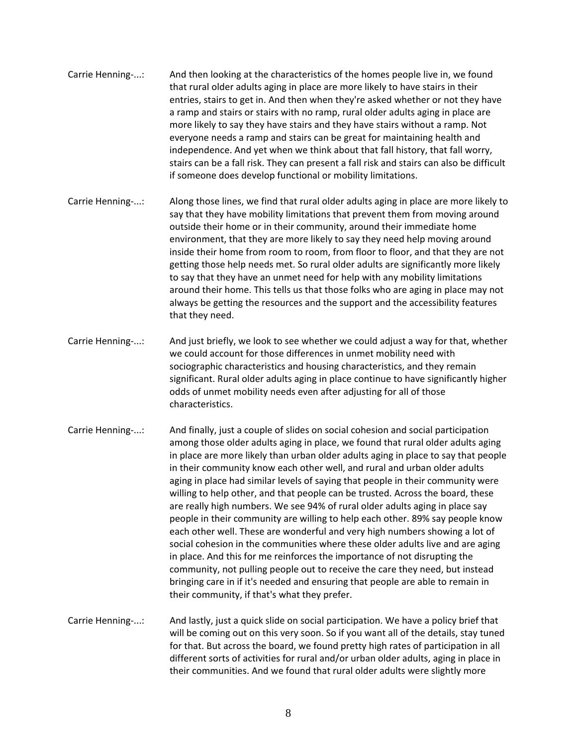Carrie Henning-...: And then looking at the characteristics of the homes people live in, we found that rural older adults aging in place are more likely to have stairs in their entries, stairs to get in. And then when they're asked whether or not they have a ramp and stairs or stairs with no ramp, rural older adults aging in place are more likely to say they have stairs and they have stairs without a ramp. Not everyone needs a ramp and stairs can be great for maintaining health and independence. And yet when we think about that fall history, that fall worry, stairs can be a fall risk. They can present a fall risk and stairs can also be difficult if someone does develop functional or mobility limitations.

Carrie Henning-...: Along those lines, we find that rural older adults aging in place are more likely to say that they have mobility limitations that prevent them from moving around outside their home or in their community, around their immediate home environment, that they are more likely to say they need help moving around inside their home from room to room, from floor to floor, and that they are not getting those help needs met. So rural older adults are significantly more likely to say that they have an unmet need for help with any mobility limitations around their home. This tells us that those folks who are aging in place may not always be getting the resources and the support and the accessibility features that they need.

Carrie Henning-...: And just briefly, we look to see whether we could adjust a way for that, whether we could account for those differences in unmet mobility need with sociographic characteristics and housing characteristics, and they remain significant. Rural older adults aging in place continue to have significantly higher odds of unmet mobility needs even after adjusting for all of those characteristics.

Carrie Henning-...: And finally, just a couple of slides on social cohesion and social participation among those older adults aging in place, we found that rural older adults aging in place are more likely than urban older adults aging in place to say that people in their community know each other well, and rural and urban older adults aging in place had similar levels of saying that people in their community were willing to help other, and that people can be trusted. Across the board, these are really high numbers. We see 94% of rural older adults aging in place say people in their community are willing to help each other. 89% say people know each other well. These are wonderful and very high numbers showing a lot of social cohesion in the communities where these older adults live and are aging in place. And this for me reinforces the importance of not disrupting the community, not pulling people out to receive the care they need, but instead bringing care in if it's needed and ensuring that people are able to remain in their community, if that's what they prefer.

Carrie Henning-...: And lastly, just a quick slide on social participation. We have a policy brief that will be coming out on this very soon. So if you want all of the details, stay tuned for that. But across the board, we found pretty high rates of participation in all different sorts of activities for rural and/or urban older adults, aging in place in their communities. And we found that rural older adults were slightly more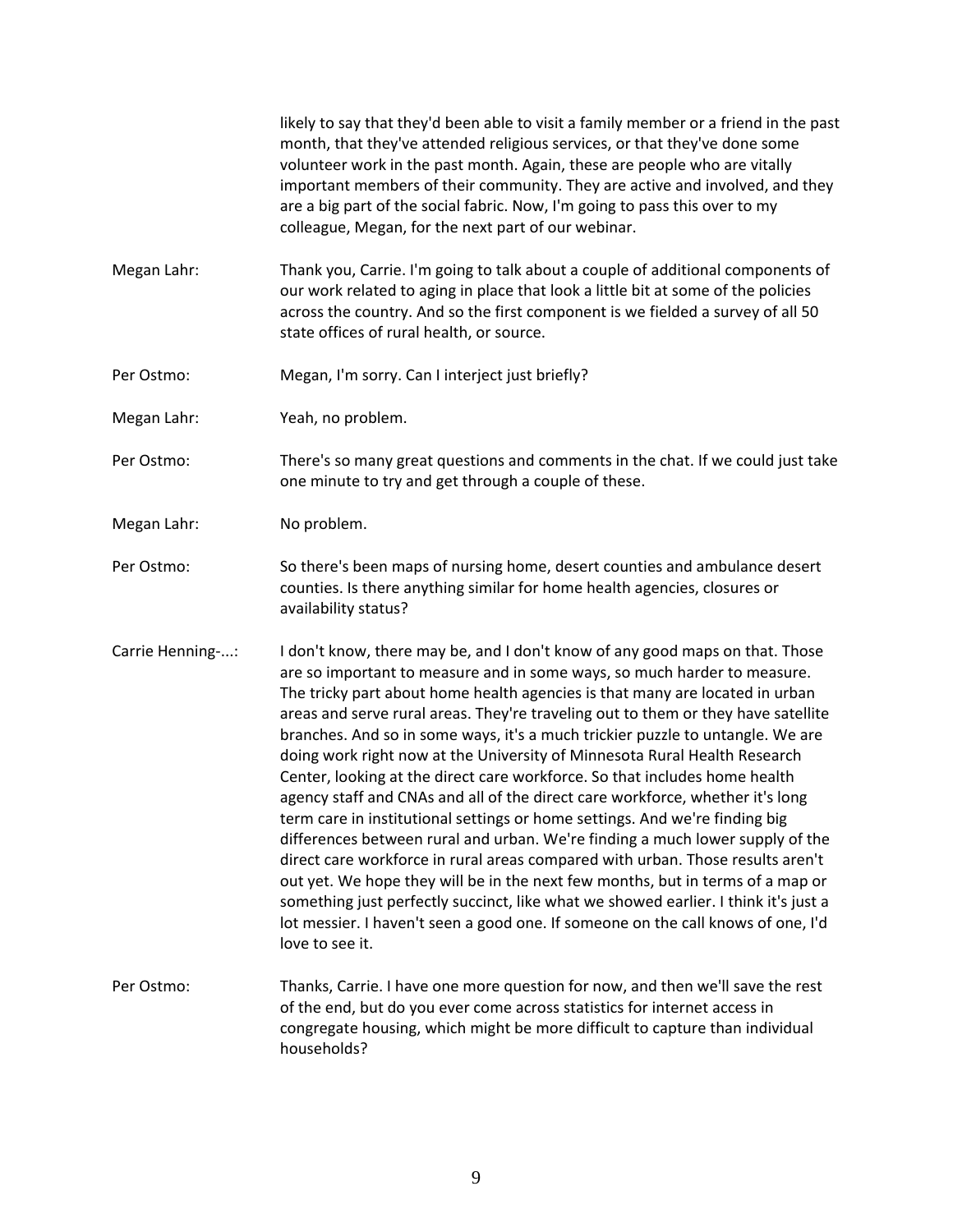likely to say that they'd been able to visit a family member or a friend in the past month, that they've attended religious services, or that they've done some volunteer work in the past month. Again, these are people who are vitally important members of their community. They are active and involved, and they are a big part of the social fabric. Now, I'm going to pass this over to my colleague, Megan, for the next part of our webinar.

Megan Lahr: Thank you, Carrie. I'm going to talk about a couple of additional components of our work related to aging in place that look a little bit at some of the policies across the country. And so the first component is we fielded a survey of all 50 state offices of rural health, or source.

Per Ostmo: Megan, I'm sorry. Can I interject just briefly?

Megan Lahr: Yeah, no problem.

Per Ostmo: There's so many great questions and comments in the chat. If we could just take one minute to try and get through a couple of these.

Megan Lahr: No problem.

Per Ostmo: So there's been maps of nursing home, desert counties and ambulance desert counties. Is there anything similar for home health agencies, closures or availability status?

Carrie Henning-...: I don't know, there may be, and I don't know of any good maps on that. Those are so important to measure and in some ways, so much harder to measure. The tricky part about home health agencies is that many are located in urban areas and serve rural areas. They're traveling out to them or they have satellite branches. And so in some ways, it's a much trickier puzzle to untangle. We are doing work right now at the University of Minnesota Rural Health Research Center, looking at the direct care workforce. So that includes home health agency staff and CNAs and all of the direct care workforce, whether it's long term care in institutional settings or home settings. And we're finding big differences between rural and urban. We're finding a much lower supply of the direct care workforce in rural areas compared with urban. Those results aren't out yet. We hope they will be in the next few months, but in terms of a map or something just perfectly succinct, like what we showed earlier. I think it's just a lot messier. I haven't seen a good one. If someone on the call knows of one, I'd love to see it.

Per Ostmo: Thanks, Carrie. I have one more question for now, and then we'll save the rest of the end, but do you ever come across statistics for internet access in congregate housing, which might be more difficult to capture than individual households?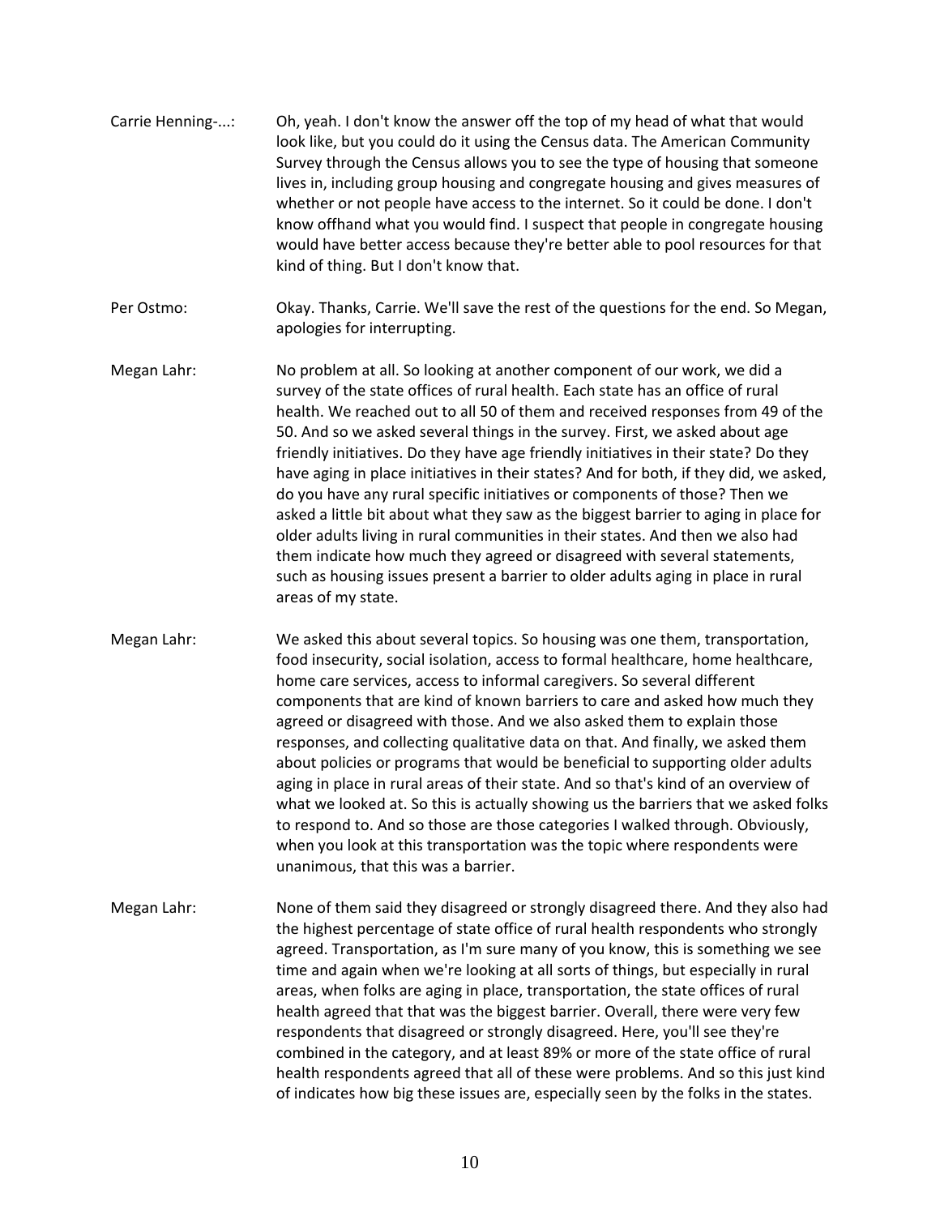Carrie Henning-...: Oh, yeah. I don't know the answer off the top of my head of what that would look like, but you could do it using the Census data. The American Community Survey through the Census allows you to see the type of housing that someone lives in, including group housing and congregate housing and gives measures of whether or not people have access to the internet. So it could be done. I don't know offhand what you would find. I suspect that people in congregate housing would have better access because they're better able to pool resources for that kind of thing. But I don't know that.

Per Ostmo: Okay. Thanks, Carrie. We'll save the rest of the questions for the end. So Megan, apologies for interrupting.

Megan Lahr: No problem at all. So looking at another component of our work, we did a survey of the state offices of rural health. Each state has an office of rural health. We reached out to all 50 of them and received responses from 49 of the 50. And so we asked several things in the survey. First, we asked about age friendly initiatives. Do they have age friendly initiatives in their state? Do they have aging in place initiatives in their states? And for both, if they did, we asked, do you have any rural specific initiatives or components of those? Then we asked a little bit about what they saw as the biggest barrier to aging in place for older adults living in rural communities in their states. And then we also had them indicate how much they agreed or disagreed with several statements, such as housing issues present a barrier to older adults aging in place in rural areas of my state.

Megan Lahr: We asked this about several topics. So housing was one them, transportation, food insecurity, social isolation, access to formal healthcare, home healthcare, home care services, access to informal caregivers. So several different components that are kind of known barriers to care and asked how much they agreed or disagreed with those. And we also asked them to explain those responses, and collecting qualitative data on that. And finally, we asked them about policies or programs that would be beneficial to supporting older adults aging in place in rural areas of their state. And so that's kind of an overview of what we looked at. So this is actually showing us the barriers that we asked folks to respond to. And so those are those categories I walked through. Obviously, when you look at this transportation was the topic where respondents were unanimous, that this was a barrier.

Megan Lahr: None of them said they disagreed or strongly disagreed there. And they also had the highest percentage of state office of rural health respondents who strongly agreed. Transportation, as I'm sure many of you know, this is something we see time and again when we're looking at all sorts of things, but especially in rural areas, when folks are aging in place, transportation, the state offices of rural health agreed that that was the biggest barrier. Overall, there were very few respondents that disagreed or strongly disagreed. Here, you'll see they're combined in the category, and at least 89% or more of the state office of rural health respondents agreed that all of these were problems. And so this just kind of indicates how big these issues are, especially seen by the folks in the states.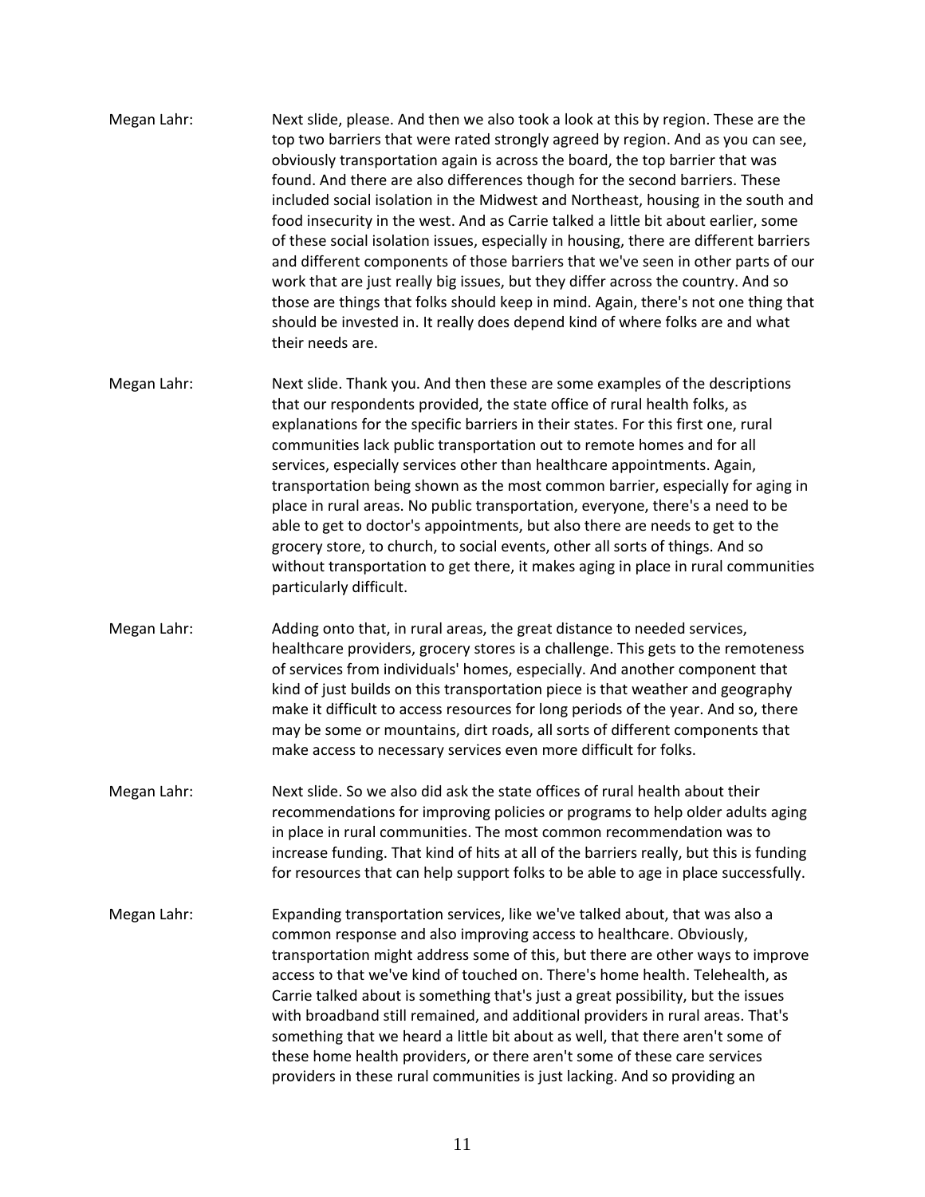Megan Lahr: Next slide, please. And then we also took a look at this by region. These are the top two barriers that were rated strongly agreed by region. And as you can see, obviously transportation again is across the board, the top barrier that was found. And there are also differences though for the second barriers. These included social isolation in the Midwest and Northeast, housing in the south and food insecurity in the west. And as Carrie talked a little bit about earlier, some of these social isolation issues, especially in housing, there are different barriers and different components of those barriers that we've seen in other parts of our work that are just really big issues, but they differ across the country. And so those are things that folks should keep in mind. Again, there's not one thing that should be invested in. It really does depend kind of where folks are and what their needs are.

Megan Lahr: Next slide. Thank you. And then these are some examples of the descriptions that our respondents provided, the state office of rural health folks, as explanations for the specific barriers in their states. For this first one, rural communities lack public transportation out to remote homes and for all services, especially services other than healthcare appointments. Again, transportation being shown as the most common barrier, especially for aging in place in rural areas. No public transportation, everyone, there's a need to be able to get to doctor's appointments, but also there are needs to get to the grocery store, to church, to social events, other all sorts of things. And so without transportation to get there, it makes aging in place in rural communities particularly difficult.

Megan Lahr: Adding onto that, in rural areas, the great distance to needed services, healthcare providers, grocery stores is a challenge. This gets to the remoteness of services from individuals' homes, especially. And another component that kind of just builds on this transportation piece is that weather and geography make it difficult to access resources for long periods of the year. And so, there may be some or mountains, dirt roads, all sorts of different components that make access to necessary services even more difficult for folks.

Megan Lahr: Next slide. So we also did ask the state offices of rural health about their recommendations for improving policies or programs to help older adults aging in place in rural communities. The most common recommendation was to increase funding. That kind of hits at all of the barriers really, but this is funding for resources that can help support folks to be able to age in place successfully.

Megan Lahr: Expanding transportation services, like we've talked about, that was also a common response and also improving access to healthcare. Obviously, transportation might address some of this, but there are other ways to improve access to that we've kind of touched on. There's home health. Telehealth, as Carrie talked about is something that's just a great possibility, but the issues with broadband still remained, and additional providers in rural areas. That's something that we heard a little bit about as well, that there aren't some of these home health providers, or there aren't some of these care services providers in these rural communities is just lacking. And so providing an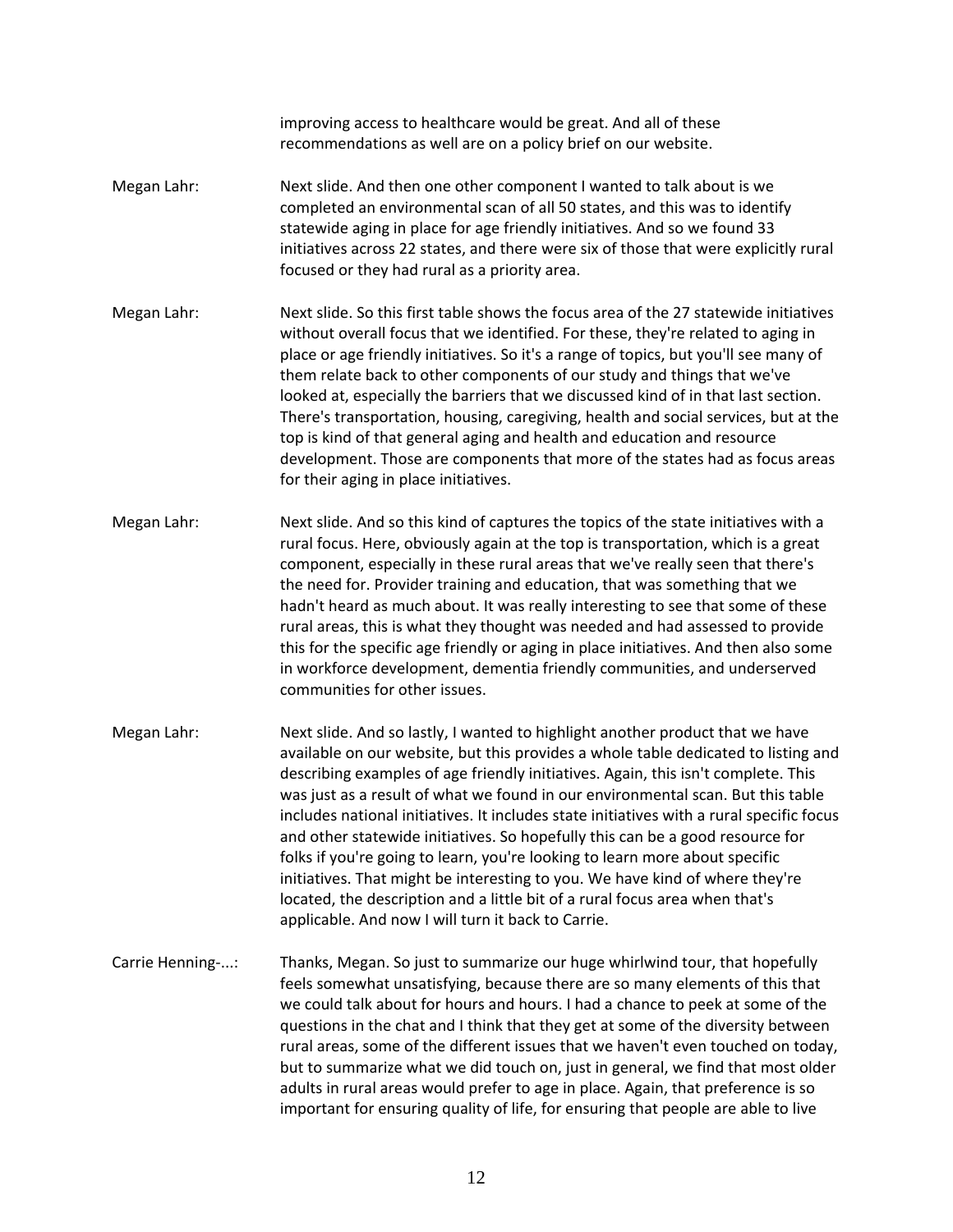improving access to healthcare would be great. And all of these recommendations as well are on a policy brief on our website.

Megan Lahr: Next slide. And then one other component I wanted to talk about is we completed an environmental scan of all 50 states, and this was to identify statewide aging in place for age friendly initiatives. And so we found 33 initiatives across 22 states, and there were six of those that were explicitly rural focused or they had rural as a priority area.

Megan Lahr: Next slide. So this first table shows the focus area of the 27 statewide initiatives without overall focus that we identified. For these, they're related to aging in place or age friendly initiatives. So it's a range of topics, but you'll see many of them relate back to other components of our study and things that we've looked at, especially the barriers that we discussed kind of in that last section. There's transportation, housing, caregiving, health and social services, but at the top is kind of that general aging and health and education and resource development. Those are components that more of the states had as focus areas for their aging in place initiatives.

Megan Lahr: Next slide. And so this kind of captures the topics of the state initiatives with a rural focus. Here, obviously again at the top is transportation, which is a great component, especially in these rural areas that we've really seen that there's the need for. Provider training and education, that was something that we hadn't heard as much about. It was really interesting to see that some of these rural areas, this is what they thought was needed and had assessed to provide this for the specific age friendly or aging in place initiatives. And then also some in workforce development, dementia friendly communities, and underserved communities for other issues.

Megan Lahr: Next slide. And so lastly, I wanted to highlight another product that we have available on our website, but this provides a whole table dedicated to listing and describing examples of age friendly initiatives. Again, this isn't complete. This was just as a result of what we found in our environmental scan. But this table includes national initiatives. It includes state initiatives with a rural specific focus and other statewide initiatives. So hopefully this can be a good resource for folks if you're going to learn, you're looking to learn more about specific initiatives. That might be interesting to you. We have kind of where they're located, the description and a little bit of a rural focus area when that's applicable. And now I will turn it back to Carrie.

Carrie Henning-...: Thanks, Megan. So just to summarize our huge whirlwind tour, that hopefully feels somewhat unsatisfying, because there are so many elements of this that we could talk about for hours and hours. I had a chance to peek at some of the questions in the chat and I think that they get at some of the diversity between rural areas, some of the different issues that we haven't even touched on today, but to summarize what we did touch on, just in general, we find that most older adults in rural areas would prefer to age in place. Again, that preference is so important for ensuring quality of life, for ensuring that people are able to live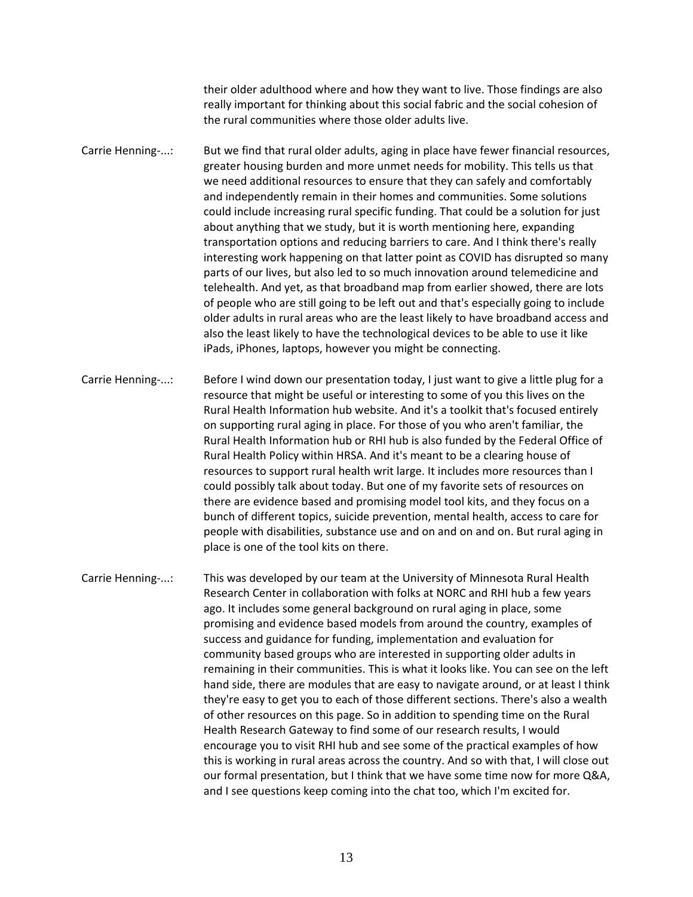their older adulthood where and how they want to live. Those findings are also really important for thinking about this social fabric and the social cohesion of the rural communities where those older adults live.

Carrie Henning-...: But we find that rural older adults, aging in place have fewer financial resources, greater housing burden and more unmet needs for mobility. This tells us that we need additional resources to ensure that they can safely and comfortably and independently remain in their homes and communities. Some solutions could include increasing rural specific funding. That could be a solution for just about anything that we study, but it is worth mentioning here, expanding transportation options and reducing barriers to care. And I think there's really interesting work happening on that latter point as COVID has disrupted so many parts of our lives, but also led to so much innovation around telemedicine and telehealth. And yet, as that broadband map from earlier showed, there are lots of people who are still going to be left out and that's especially going to include older adults in rural areas who are the least likely to have broadband access and also the least likely to have the technological devices to be able to use it like iPads, iPhones, laptops, however you might be connecting.

Carrie Henning-...: Before I wind down our presentation today, I just want to give a little plug for a resource that might be useful or interesting to some of you this lives on the Rural Health Information hub website. And it's a toolkit that's focused entirely on supporting rural aging in place. For those of you who aren't familiar, the Rural Health Information hub or RHI hub is also funded by the Federal Office of Rural Health Policy within HRSA. And it's meant to be a clearing house of resources to support rural health writ large. It includes more resources than I could possibly talk about today. But one of my favorite sets of resources on there are evidence based and promising model tool kits, and they focus on a bunch of different topics, suicide prevention, mental health, access to care for people with disabilities, substance use and on and on and on. But rural aging in place is one of the tool kits on there.

Carrie Henning-...: This was developed by our team at the University of Minnesota Rural Health Research Center in collaboration with folks at NORC and RHI hub a few years ago. It includes some general background on rural aging in place, some promising and evidence based models from around the country, examples of success and guidance for funding, implementation and evaluation for community based groups who are interested in supporting older adults in remaining in their communities. This is what it looks like. You can see on the left hand side, there are modules that are easy to navigate around, or at least I think they're easy to get you to each of those different sections. There's also a wealth of other resources on this page. So in addition to spending time on the Rural Health Research Gateway to find some of our research results, I would encourage you to visit RHI hub and see some of the practical examples of how this is working in rural areas across the country. And so with that, I will close out our formal presentation, but I think that we have some time now for more Q&A, and I see questions keep coming into the chat too, which I'm excited for.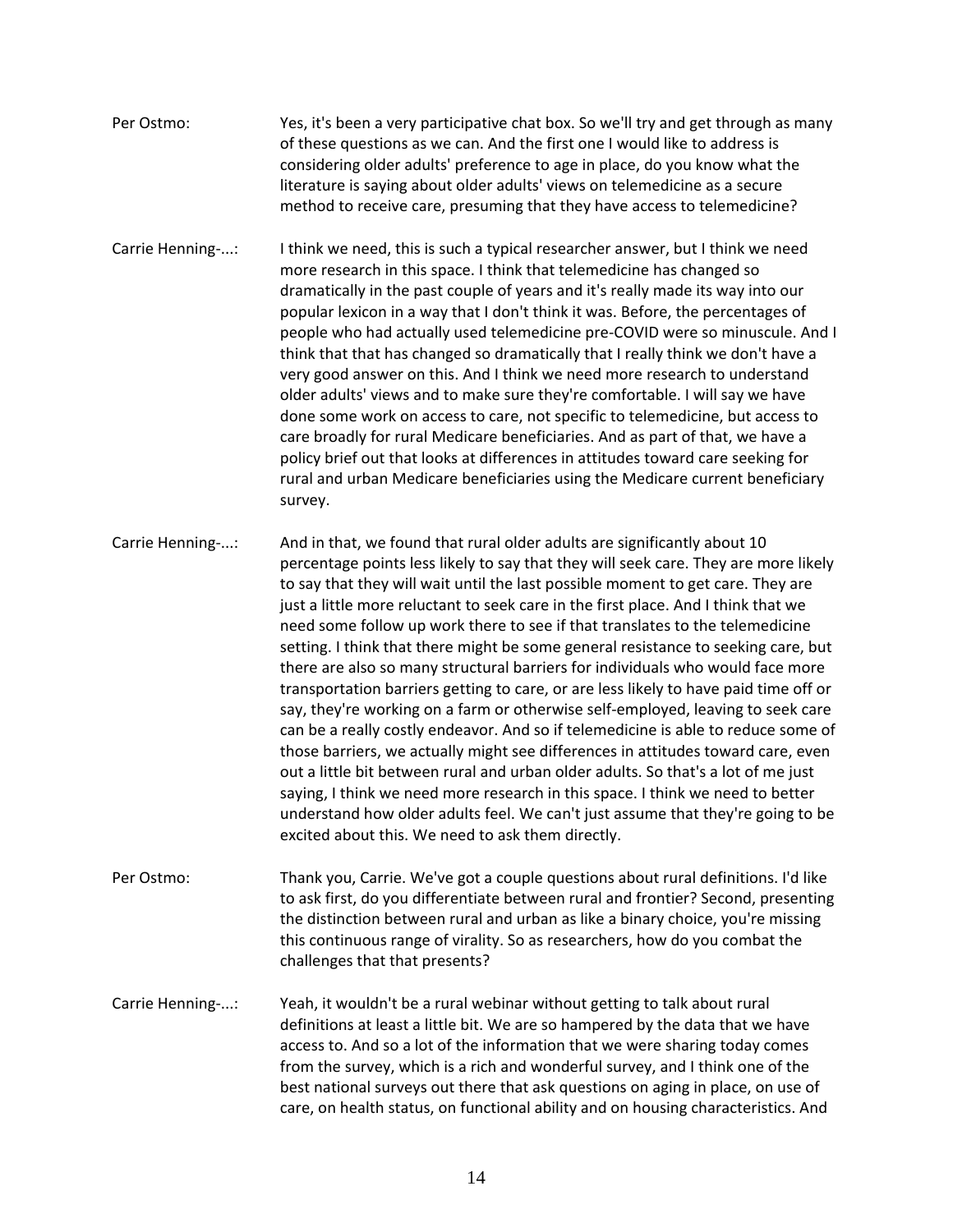Per Ostmo: Yes, it's been a very participative chat box. So we'll try and get through as many of these questions as we can. And the first one I would like to address is considering older adults' preference to age in place, do you know what the literature is saying about older adults' views on telemedicine as a secure method to receive care, presuming that they have access to telemedicine?

Carrie Henning-...: I think we need, this is such a typical researcher answer, but I think we need more research in this space. I think that telemedicine has changed so dramatically in the past couple of years and it's really made its way into our popular lexicon in a way that I don't think it was. Before, the percentages of people who had actually used telemedicine pre-COVID were so minuscule. And I think that that has changed so dramatically that I really think we don't have a very good answer on this. And I think we need more research to understand older adults' views and to make sure they're comfortable. I will say we have done some work on access to care, not specific to telemedicine, but access to care broadly for rural Medicare beneficiaries. And as part of that, we have a policy brief out that looks at differences in attitudes toward care seeking for rural and urban Medicare beneficiaries using the Medicare current beneficiary survey.

Carrie Henning-...: And in that, we found that rural older adults are significantly about 10 percentage points less likely to say that they will seek care. They are more likely to say that they will wait until the last possible moment to get care. They are just a little more reluctant to seek care in the first place. And I think that we need some follow up work there to see if that translates to the telemedicine setting. I think that there might be some general resistance to seeking care, but there are also so many structural barriers for individuals who would face more transportation barriers getting to care, or are less likely to have paid time off or say, they're working on a farm or otherwise self-employed, leaving to seek care can be a really costly endeavor. And so if telemedicine is able to reduce some of those barriers, we actually might see differences in attitudes toward care, even out a little bit between rural and urban older adults. So that's a lot of me just saying, I think we need more research in this space. I think we need to better understand how older adults feel. We can't just assume that they're going to be excited about this. We need to ask them directly.

Per Ostmo: Thank you, Carrie. We've got a couple questions about rural definitions. I'd like to ask first, do you differentiate between rural and frontier? Second, presenting the distinction between rural and urban as like a binary choice, you're missing this continuous range of virality. So as researchers, how do you combat the challenges that that presents?

Carrie Henning-...: Yeah, it wouldn't be a rural webinar without getting to talk about rural definitions at least a little bit. We are so hampered by the data that we have access to. And so a lot of the information that we were sharing today comes from the survey, which is a rich and wonderful survey, and I think one of the best national surveys out there that ask questions on aging in place, on use of care, on health status, on functional ability and on housing characteristics. And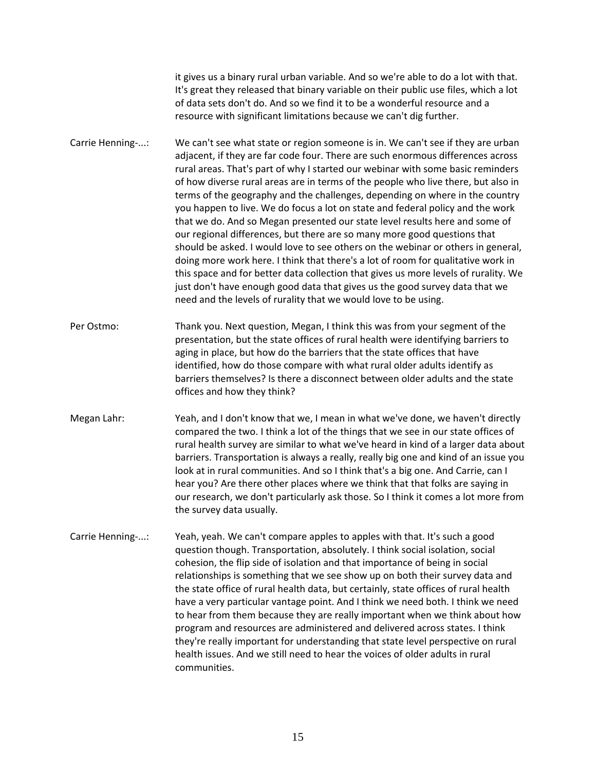it gives us a binary rural urban variable. And so we're able to do a lot with that. It's great they released that binary variable on their public use files, which a lot of data sets don't do. And so we find it to be a wonderful resource and a resource with significant limitations because we can't dig further.

Carrie Henning-...: We can't see what state or region someone is in. We can't see if they are urban adjacent, if they are far code four. There are such enormous differences across rural areas. That's part of why I started our webinar with some basic reminders of how diverse rural areas are in terms of the people who live there, but also in terms of the geography and the challenges, depending on where in the country you happen to live. We do focus a lot on state and federal policy and the work that we do. And so Megan presented our state level results here and some of our regional differences, but there are so many more good questions that should be asked. I would love to see others on the webinar or others in general, doing more work here. I think that there's a lot of room for qualitative work in this space and for better data collection that gives us more levels of rurality. We just don't have enough good data that gives us the good survey data that we need and the levels of rurality that we would love to be using.

Per Ostmo: Thank you. Next question, Megan, I think this was from your segment of the presentation, but the state offices of rural health were identifying barriers to aging in place, but how do the barriers that the state offices that have identified, how do those compare with what rural older adults identify as barriers themselves? Is there a disconnect between older adults and the state offices and how they think?

Megan Lahr: Yeah, and I don't know that we, I mean in what we've done, we haven't directly compared the two. I think a lot of the things that we see in our state offices of rural health survey are similar to what we've heard in kind of a larger data about barriers. Transportation is always a really, really big one and kind of an issue you look at in rural communities. And so I think that's a big one. And Carrie, can I hear you? Are there other places where we think that that folks are saying in our research, we don't particularly ask those. So I think it comes a lot more from the survey data usually.

Carrie Henning-...: Yeah, yeah. We can't compare apples to apples with that. It's such a good question though. Transportation, absolutely. I think social isolation, social cohesion, the flip side of isolation and that importance of being in social relationships is something that we see show up on both their survey data and the state office of rural health data, but certainly, state offices of rural health have a very particular vantage point. And I think we need both. I think we need to hear from them because they are really important when we think about how program and resources are administered and delivered across states. I think they're really important for understanding that state level perspective on rural health issues. And we still need to hear the voices of older adults in rural communities.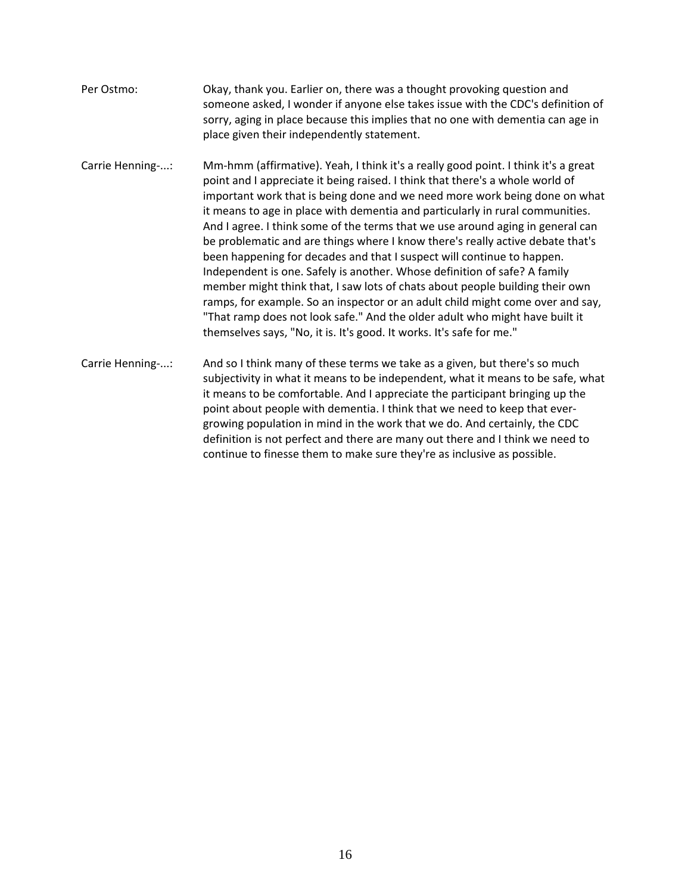Per Ostmo: Okay, thank you. Earlier on, there was a thought provoking question and someone asked, I wonder if anyone else takes issue with the CDC's definition of sorry, aging in place because this implies that no one with dementia can age in place given their independently statement.

Carrie Henning-...: Mm-hmm (affirmative). Yeah, I think it's a really good point. I think it's a great point and I appreciate it being raised. I think that there's a whole world of important work that is being done and we need more work being done on what it means to age in place with dementia and particularly in rural communities. And I agree. I think some of the terms that we use around aging in general can be problematic and are things where I know there's really active debate that's been happening for decades and that I suspect will continue to happen. Independent is one. Safely is another. Whose definition of safe? A family member might think that, I saw lots of chats about people building their own ramps, for example. So an inspector or an adult child might come over and say, "That ramp does not look safe." And the older adult who might have built it themselves says, "No, it is. It's good. It works. It's safe for me."

Carrie Henning-...: And so I think many of these terms we take as a given, but there's so much subjectivity in what it means to be independent, what it means to be safe, what it means to be comfortable. And I appreciate the participant bringing up the point about people with dementia. I think that we need to keep that ever-growing population in mind in the work that we do. And certainly, the CDC definition is not perfect and there are many out there and I think we need to continue to finesse them to make sure they're as inclusive as possible.